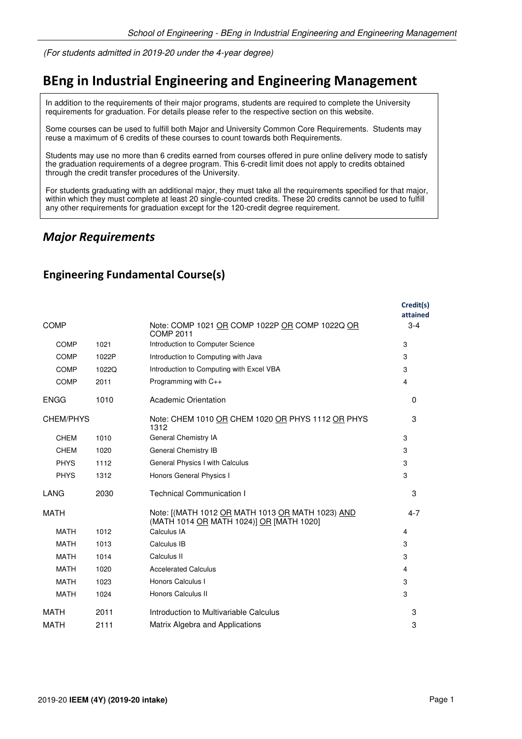*(For students admitted in 2019-20 under the 4-year degree)*

# BEng in Industrial Engineering and Engineering Management

In addition to the requirements of their major programs, students are required to complete the University requirements for graduation. For details please refer to the respective section on this website.

Some courses can be used to fulfill both Major and University Common Core Requirements. Students may reuse a maximum of 6 credits of these courses to count towards both Requirements.

Students may use no more than 6 credits earned from courses offered in pure online delivery mode to satisfy the graduation requirements of a degree program. This 6-credit limit does not apply to credits obtained through the credit transfer procedures of the University.

For students graduating with an additional major, they must take all the requirements specified for that major, within which they must complete at least 20 single-counted credits. These 20 credits cannot be used to fulfill any other requirements for graduation except for the 120-credit degree requirement.

## *Major Requirements*

### Engineering Fundamental Course(s)

| | | | Credit(s) attained |
|---|---|---|---|
| COMP | | Note: COMP 1021 OR COMP 1022P OR COMP 1022Q OR COMP 2011 | 3-4 |
| COMP | 1021 | Introduction to Computer Science | 3 |
| COMP | 1022P | Introduction to Computing with Java | 3 |
| COMP | 1022Q | Introduction to Computing with Excel VBA | 3 |
| COMP | 2011 | Programming with C++ | 4 |
| ENGG | 1010 | Academic Orientation | 0 |
| CHEM/PHYS | | Note: CHEM 1010 OR CHEM 1020 OR PHYS 1112 OR PHYS 1312 | 3 |
| CHEM | 1010 | General Chemistry IA | 3 |
| CHEM | 1020 | General Chemistry IB | 3 |
| PHYS | 1112 | General Physics I with Calculus | 3 |
| PHYS | 1312 | Honors General Physics I | 3 |
| LANG | 2030 | Technical Communication I | 3 |
| MATH | | Note: [(MATH 1012 OR MATH 1013 OR MATH 1023) AND (MATH 1014 OR MATH 1024)] OR [MATH 1020] | 4-7 |
| MATH | 1012 | Calculus IA | 4 |
| MATH | 1013 | Calculus IB | 3 |
| MATH | 1014 | Calculus II | 3 |
| MATH | 1020 | Accelerated Calculus | 4 |
| MATH | 1023 | Honors Calculus I | 3 |
| MATH | 1024 | Honors Calculus II | 3 |
| MATH | 2011 | Introduction to Multivariable Calculus | 3 |
| MATH | 2111 | Matrix Algebra and Applications | 3 |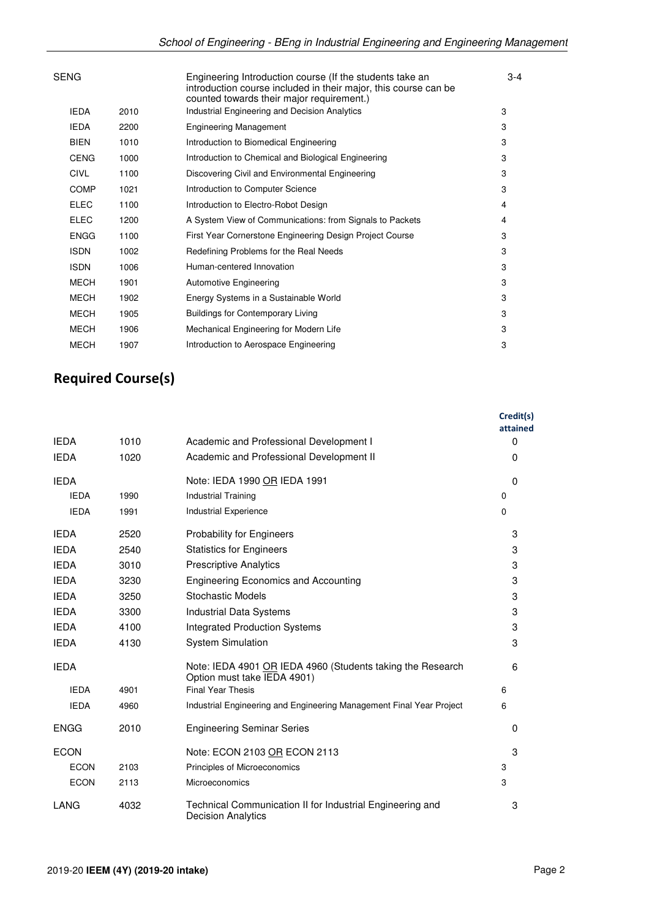| | | | |
|---|---|---|---|
| SENG | | Engineering Introduction course (If the students take an introduction course included in their major, this course can be counted towards their major requirement.) | 3-4 |
| IEDA | 2010 | Industrial Engineering and Decision Analytics | 3 |
| IEDA | 2200 | Engineering Management | 3 |
| BIEN | 1010 | Introduction to Biomedical Engineering | 3 |
| CENG | 1000 | Introduction to Chemical and Biological Engineering | 3 |
| CIVL | 1100 | Discovering Civil and Environmental Engineering | 3 |
| COMP | 1021 | Introduction to Computer Science | 3 |
| ELEC | 1100 | Introduction to Electro-Robot Design | 4 |
| ELEC | 1200 | A System View of Communications: from Signals to Packets | 4 |
| ENGG | 1100 | First Year Cornerstone Engineering Design Project Course | 3 |
| ISDN | 1002 | Redefining Problems for the Real Needs | 3 |
| ISDN | 1006 | Human-centered Innovation | 3 |
| MECH | 1901 | Automotive Engineering | 3 |
| MECH | 1902 | Energy Systems in a Sustainable World | 3 |
| MECH | 1905 | Buildings for Contemporary Living | 3 |
| MECH | 1906 | Mechanical Engineering for Modern Life | 3 |
| MECH | 1907 | Introduction to Aerospace Engineering | 3 |

## Required Course(s)

| | | | Credit(s) attained |
|---|---|---|---|
| IEDA | 1010 | Academic and Professional Development I | 0 |
| IEDA | 1020 | Academic and Professional Development II | 0 |
| IEDA | | Note: IEDA 1990 OR IEDA 1991 | 0 |
| IEDA | 1990 | Industrial Training | 0 |
| IEDA | 1991 | Industrial Experience | 0 |
| IEDA | 2520 | Probability for Engineers | 3 |
| IEDA | 2540 | Statistics for Engineers | 3 |
| IEDA | 3010 | Prescriptive Analytics | 3 |
| IEDA | 3230 | Engineering Economics and Accounting | 3 |
| IEDA | 3250 | Stochastic Models | 3 |
| IEDA | 3300 | Industrial Data Systems | 3 |
| IEDA | 4100 | Integrated Production Systems | 3 |
| IEDA | 4130 | System Simulation | 3 |
| IEDA | | Note: IEDA 4901 OR IEDA 4960 (Students taking the Research Option must take IEDA 4901) | 6 |
| IEDA | 4901 | Final Year Thesis | 6 |
| IEDA | 4960 | Industrial Engineering and Engineering Management Final Year Project | 6 |
| ENGG | 2010 | Engineering Seminar Series | 0 |
| ECON | | Note: ECON 2103 OR ECON 2113 | 3 |
| ECON | 2103 | Principles of Microeconomics | 3 |
| ECON | 2113 | Microeconomics | 3 |
| LANG | 4032 | Technical Communication II for Industrial Engineering and Decision Analytics | 3 |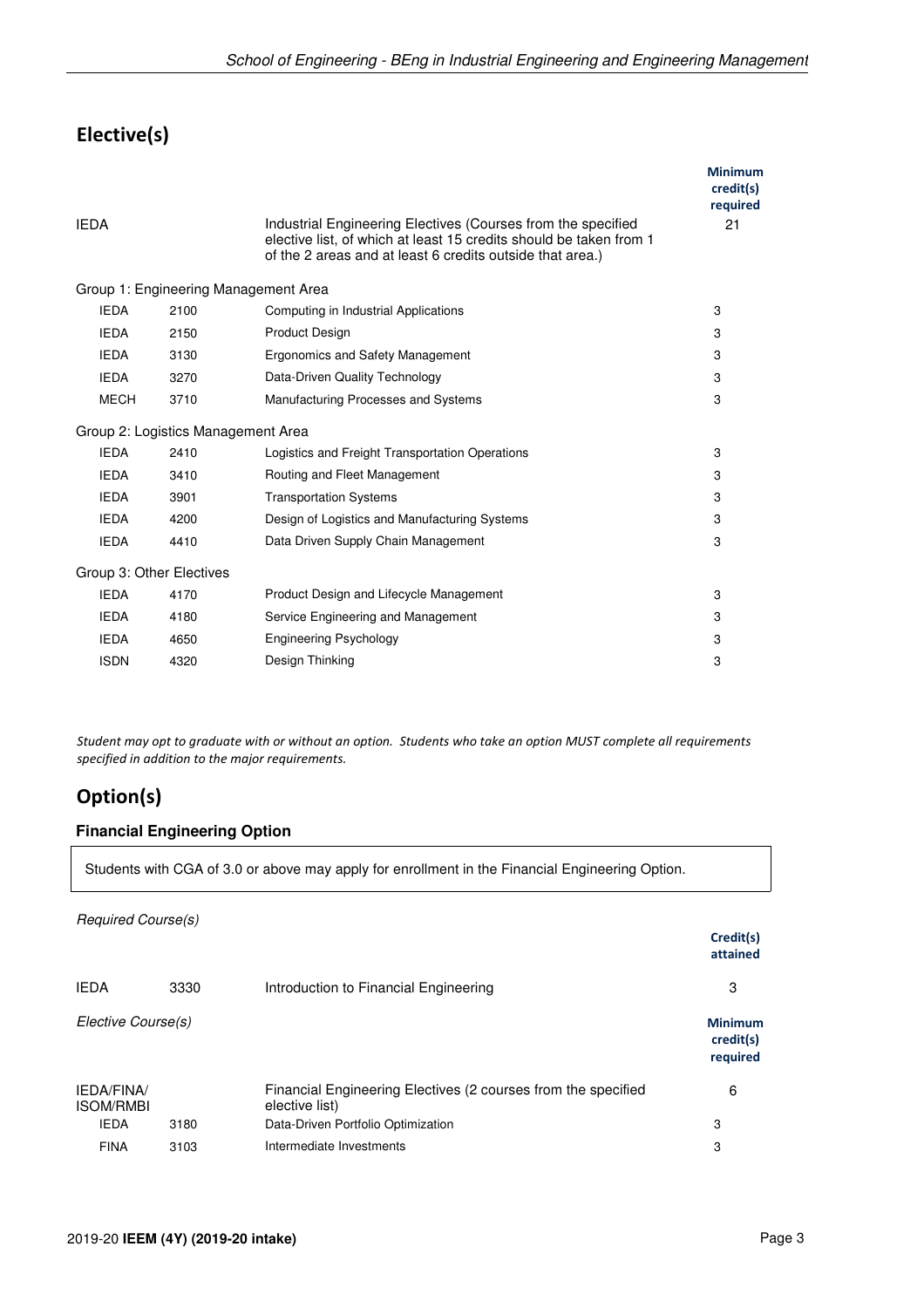## Elective(s)

| | | | Minimum credit(s) required |
|---|---|---|---|
| IEDA | | Industrial Engineering Electives (Courses from the specified elective list, of which at least 15 credits should be taken from 1 of the 2 areas and at least 6 credits outside that area.) | 21 |
| Group 1: Engineering Management Area | | | |
| IEDA | 2100 | Computing in Industrial Applications | 3 |
| IEDA | 2150 | Product Design | 3 |
| IEDA | 3130 | Ergonomics and Safety Management | 3 |
| IEDA | 3270 | Data-Driven Quality Technology | 3 |
| MECH | 3710 | Manufacturing Processes and Systems | 3 |
| Group 2: Logistics Management Area | | | |
| IEDA | 2410 | Logistics and Freight Transportation Operations | 3 |
| IEDA | 3410 | Routing and Fleet Management | 3 |
| IEDA | 3901 | Transportation Systems | 3 |
| IEDA | 4200 | Design of Logistics and Manufacturing Systems | 3 |
| IEDA | 4410 | Data Driven Supply Chain Management | 3 |
| Group 3: Other Electives | | | |
| IEDA | 4170 | Product Design and Lifecycle Management | 3 |
| IEDA | 4180 | Service Engineering and Management | 3 |
| IEDA | 4650 | Engineering Psychology | 3 |
| ISDN | 4320 | Design Thinking | 3 |

*Student may opt to graduate with or without an option. Students who take an option MUST complete all requirements specified in addition to the major requirements.*

## Option(s)

### Financial Engineering Option

Students with CGA of 3.0 or above may apply for enrollment in the Financial Engineering Option.

*Required Course(s)*

| | | | Credit(s) attained |
|---|---|---|---|
| IEDA | 3330 | Introduction to Financial Engineering | 3 |

*Elective Course(s)*

| | | | Minimum credit(s) required |
|---|---|---|---|
| IEDA/FINA/ ISOM/RMBI | | Financial Engineering Electives (2 courses from the specified elective list) | 6 |
| IEDA | 3180 | Data-Driven Portfolio Optimization | 3 |
| FINA | 3103 | Intermediate Investments | 3 |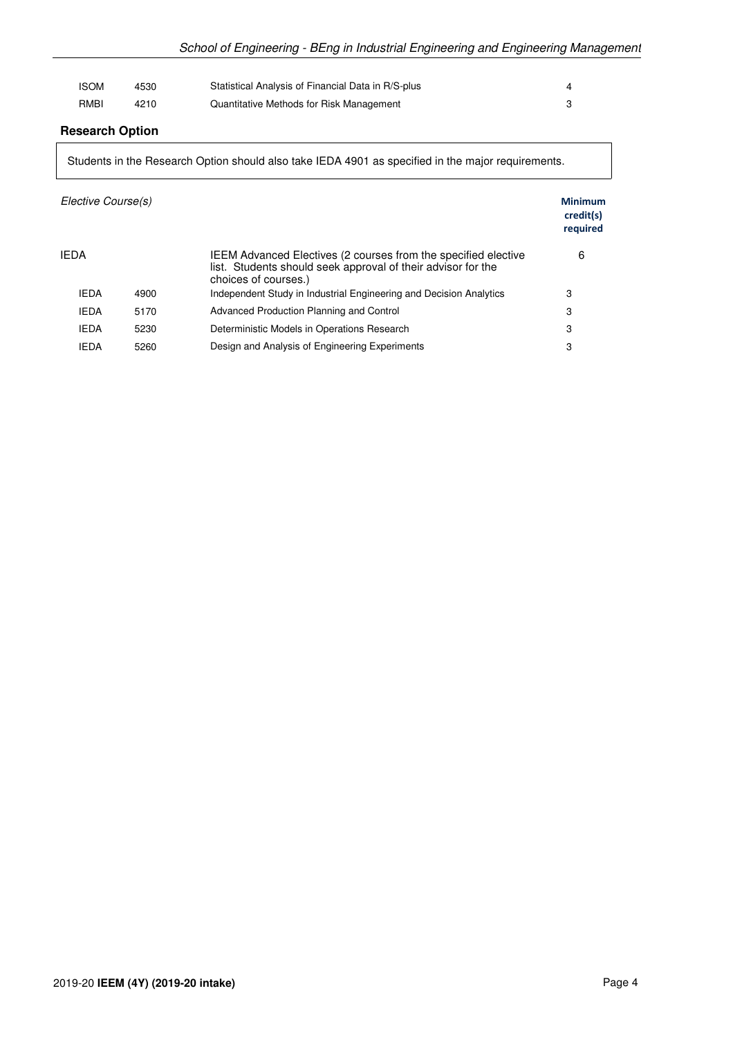| | | | |
|---|---|---|---|
| ISOM | 4530 | Statistical Analysis of Financial Data in R/S-plus | 4 |
| RMBI | 4210 | Quantitative Methods for Risk Management | 3 |

## Research Option

Students in the Research Option should also take IEDA 4901 as specified in the major requirements.

| *Elective Course(s)* | | | **Minimum credit(s) required** |
|---|---|---|---|
| IEDA | | IEEM Advanced Electives (2 courses from the specified elective list. Students should seek approval of their advisor for the choices of courses.) | 6 |
| IEDA | 4900 | Independent Study in Industrial Engineering and Decision Analytics | 3 |
| IEDA | 5170 | Advanced Production Planning and Control | 3 |
| IEDA | 5230 | Deterministic Models in Operations Research | 3 |
| IEDA | 5260 | Design and Analysis of Engineering Experiments | 3 |